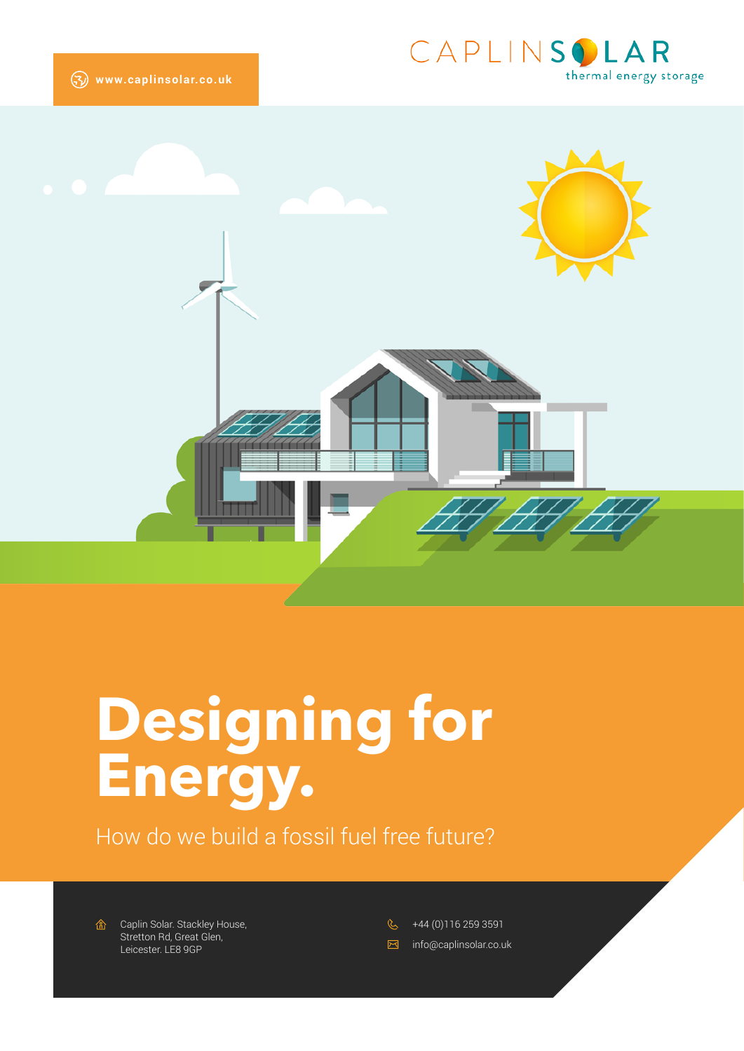www.caplinsolar.co.uk

CAPLIN SOLAR
thermal energy storage

# Designing for Energy.

How do we build a fossil fuel free future?

Caplin Solar. Stackley House,
Stretton Rd, Great Glen,
Leicester. LE8 9GP

+44 (0)116 259 3591

info@caplinsolar.co.uk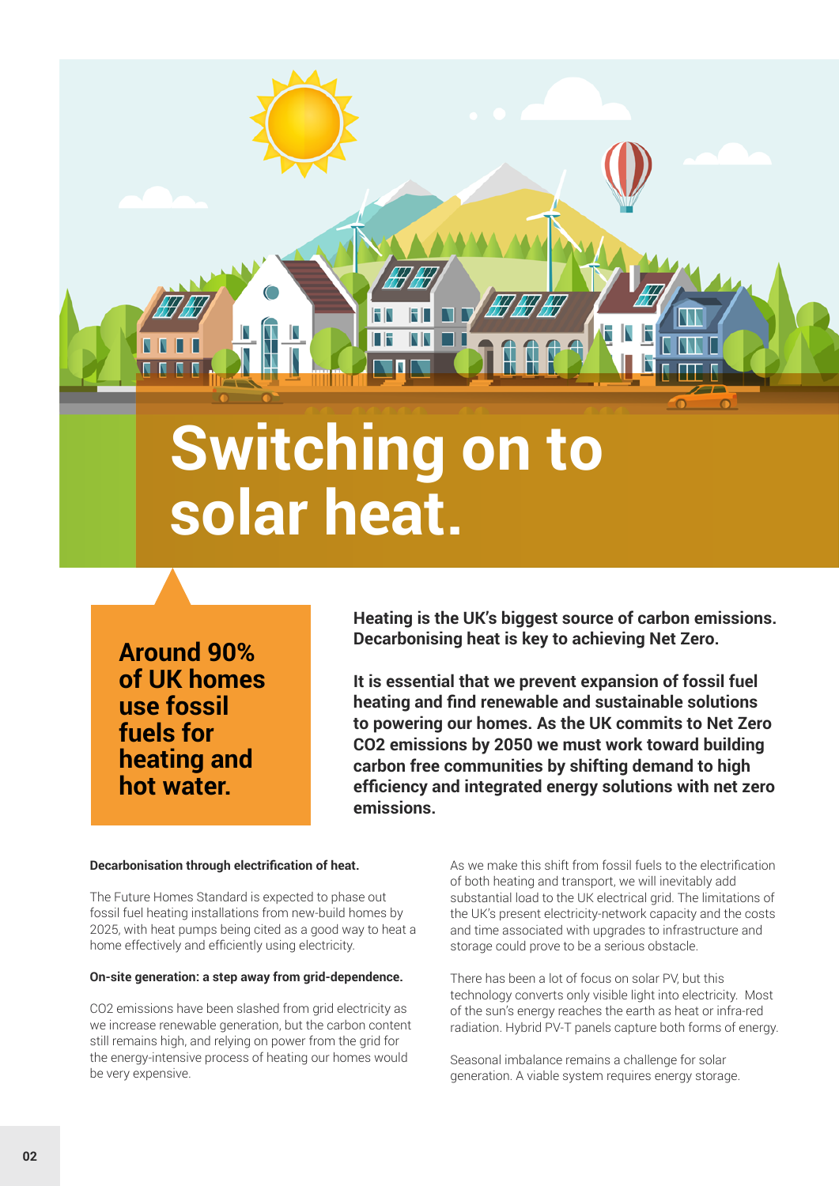# Switching on to solar heat.

**Around 90% of UK homes use fossil fuels for heating and hot water.**

**Heating is the UK's biggest source of carbon emissions. Decarbonising heat is key to achieving Net Zero.**

**It is essential that we prevent expansion of fossil fuel heating and find renewable and sustainable solutions to powering our homes. As the UK commits to Net Zero CO2 emissions by 2050 we must work toward building carbon free communities by shifting demand to high efficiency and integrated energy solutions with net zero emissions.**

**Decarbonisation through electrification of heat.**

The Future Homes Standard is expected to phase out fossil fuel heating installations from new-build homes by 2025, with heat pumps being cited as a good way to heat a home effectively and efficiently using electricity.

**On-site generation: a step away from grid-dependence.**

CO2 emissions have been slashed from grid electricity as we increase renewable generation, but the carbon content still remains high, and relying on power from the grid for the energy-intensive process of heating our homes would be very expensive.

As we make this shift from fossil fuels to the electrification of both heating and transport, we will inevitably add substantial load to the UK electrical grid. The limitations of the UK's present electricity-network capacity and the costs and time associated with upgrades to infrastructure and storage could prove to be a serious obstacle.

There has been a lot of focus on solar PV, but this technology converts only visible light into electricity. Most of the sun's energy reaches the earth as heat or infra-red radiation. Hybrid PV-T panels capture both forms of energy.

Seasonal imbalance remains a challenge for solar generation. A viable system requires energy storage.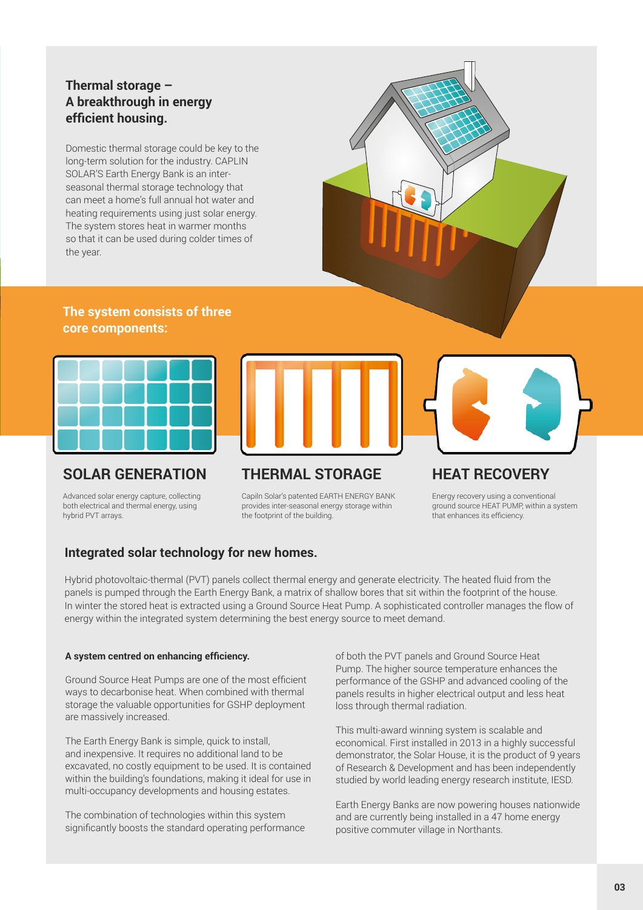## Thermal storage – A breakthrough in energy efficient housing.

Domestic thermal storage could be key to the long-term solution for the industry. CAPLIN SOLAR'S Earth Energy Bank is an inter-seasonal thermal storage technology that can meet a home's full annual hot water and heating requirements using just solar energy. The system stores heat in warmer months so that it can be used during colder times of the year.

**The system consists of three core components:**

### SOLAR GENERATION

Advanced solar energy capture, collecting both electrical and thermal energy, using hybrid PVT arrays.

### THERMAL STORAGE

Capiln Solar's patented EARTH ENERGY BANK provides inter-seasonal energy storage within the footprint of the building.

### HEAT RECOVERY

Energy recovery using a conventional ground source HEAT PUMP, within a system that enhances its efficiency.

## Integrated solar technology for new homes.

Hybrid photovoltaic-thermal (PVT) panels collect thermal energy and generate electricity. The heated fluid from the panels is pumped through the Earth Energy Bank, a matrix of shallow bores that sit within the footprint of the house. In winter the stored heat is extracted using a Ground Source Heat Pump. A sophisticated controller manages the flow of energy within the integrated system determining the best energy source to meet demand.

**A system centred on enhancing efficiency.**

Ground Source Heat Pumps are one of the most efficient ways to decarbonise heat. When combined with thermal storage the valuable opportunities for GSHP deployment are massively increased.

The Earth Energy Bank is simple, quick to install, and inexpensive. It requires no additional land to be excavated, no costly equipment to be used. It is contained within the building's foundations, making it ideal for use in multi-occupancy developments and housing estates.

The combination of technologies within this system significantly boosts the standard operating performance of both the PVT panels and Ground Source Heat Pump. The higher source temperature enhances the performance of the GSHP and advanced cooling of the panels results in higher electrical output and less heat loss through thermal radiation.

This multi-award winning system is scalable and economical. First installed in 2013 in a highly successful demonstrator, the Solar House, it is the product of 9 years of Research & Development and has been independently studied by world leading energy research institute, IESD.

Earth Energy Banks are now powering houses nationwide and are currently being installed in a 47 home energy positive commuter village in Northants.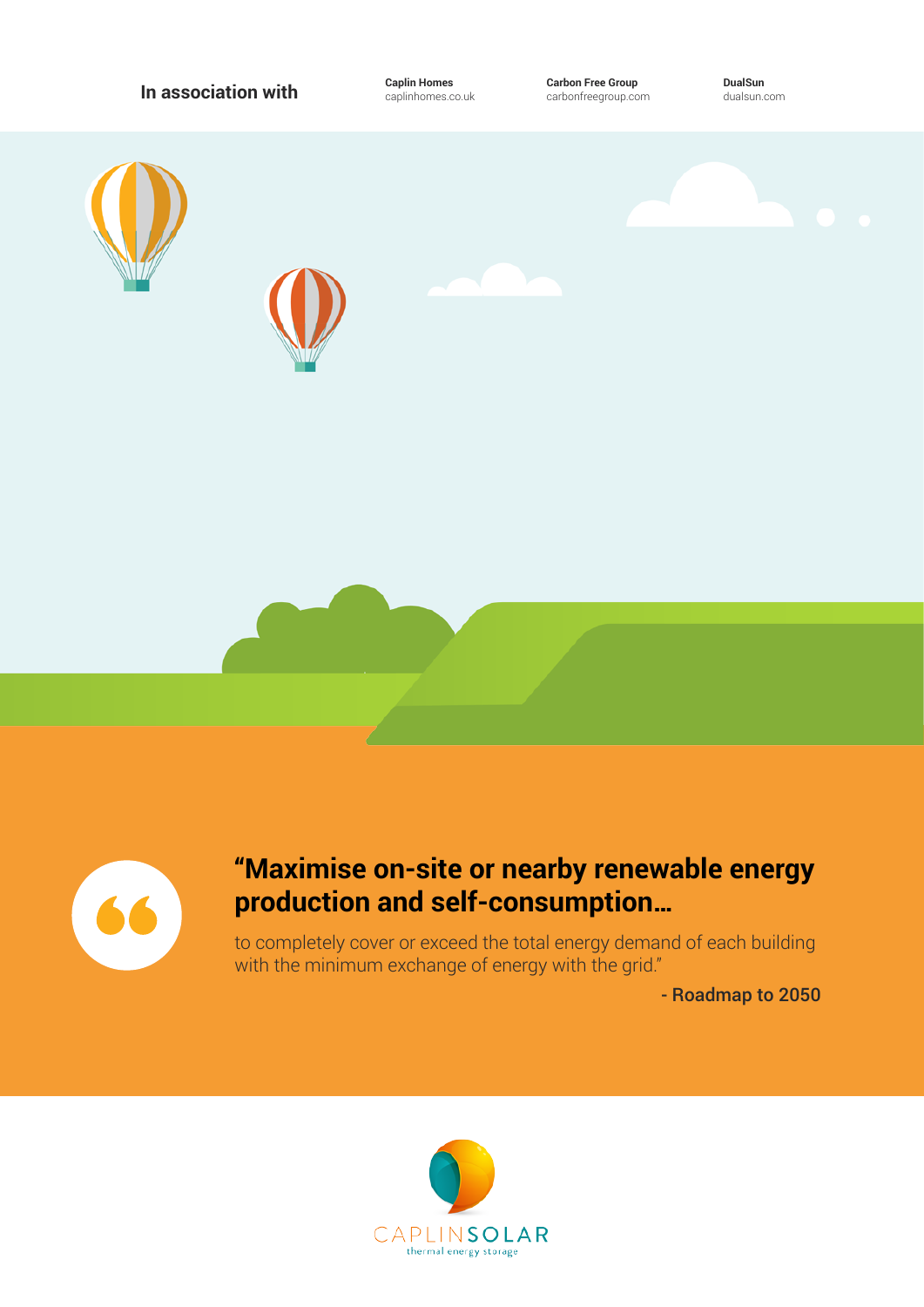In association with

**Caplin Homes**
caplinhomes.co.uk

**Carbon Free Group**
carbonfreegroup.com

**DualSun**
dualsun.com

## “Maximise on-site or nearby renewable energy production and self-consumption…

to completely cover or exceed the total energy demand of each building with the minimum exchange of energy with the grid.”

**- Roadmap to 2050**

CAPLINSOLAR
thermal energy storage